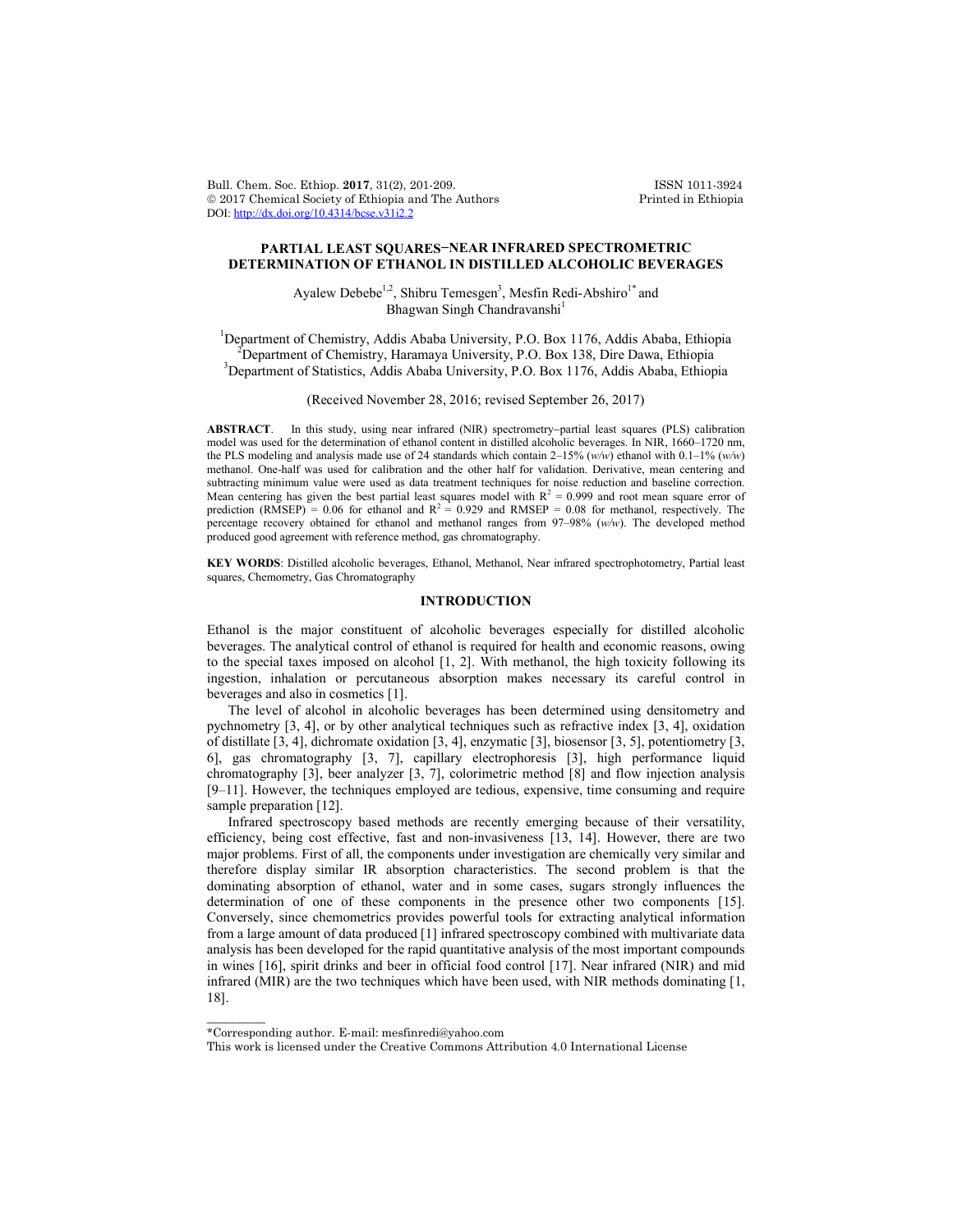# PARTIAL LEAST SQUARES−NEAR INFRARED SPECTROMETRIC DETERMINATION OF ETHANOL IN DISTILLED ALCOHOLIC BEVERAGES

Ayalew Debebe[1,2], Shibru Temesgen[3], Mesfin Redi-Abshiro[1*] and Bhagwan Singh Chandravanshi[1]

[1]Department of Chemistry, Addis Ababa University, P.O. Box 1176, Addis Ababa, Ethiopia
[2]Department of Chemistry, Haramaya University, P.O. Box 138, Dire Dawa, Ethiopia
[3]Department of Statistics, Addis Ababa University, P.O. Box 1176, Addis Ababa, Ethiopia

(Received November 28, 2016; revised September 26, 2017)

**ABSTRACT**. In this study, using near infrared (NIR) spectrometry–partial least squares (PLS) calibration model was used for the determination of ethanol content in distilled alcoholic beverages. In NIR, 1660–1720 nm, the PLS modeling and analysis made use of 24 standards which contain 2–15% (*w/w*) ethanol with 0.1–1% (*w/w*) methanol. One-half was used for calibration and the other half for validation. Derivative, mean centering and subtracting minimum value were used as data treatment techniques for noise reduction and baseline correction. Mean centering has given the best partial least squares model with $R^2$ = 0.999 and root mean square error of prediction (RMSEP) = 0.06 for ethanol and $R^2$ = 0.929 and RMSEP = 0.08 for methanol, respectively. The percentage recovery obtained for ethanol and methanol ranges from 97–98% (*w/w*). The developed method produced good agreement with reference method, gas chromatography.

**KEY WORDS**: Distilled alcoholic beverages, Ethanol, Methanol, Near infrared spectrophotometry, Partial least squares, Chemometry, Gas Chromatography

## INTRODUCTION

Ethanol is the major constituent of alcoholic beverages especially for distilled alcoholic beverages. The analytical control of ethanol is required for health and economic reasons, owing to the special taxes imposed on alcohol [1, 2]. With methanol, the high toxicity following its ingestion, inhalation or percutaneous absorption makes necessary its careful control in beverages and also in cosmetics [1].

The level of alcohol in alcoholic beverages has been determined using densitometry and pychnometry [3, 4], or by other analytical techniques such as refractive index [3, 4], oxidation of distillate [3, 4], dichromate oxidation [3, 4], enzymatic [3], biosensor [3, 5], potentiometry [3, 6], gas chromatography [3, 7], capillary electrophoresis [3], high performance liquid chromatography [3], beer analyzer [3, 7], colorimetric method [8] and flow injection analysis [9–11]. However, the techniques employed are tedious, expensive, time consuming and require sample preparation [12].

Infrared spectroscopy based methods are recently emerging because of their versatility, efficiency, being cost effective, fast and non-invasiveness [13, 14]. However, there are two major problems. First of all, the components under investigation are chemically very similar and therefore display similar IR absorption characteristics. The second problem is that the dominating absorption of ethanol, water and in some cases, sugars strongly influences the determination of one of these components in the presence other two components [15]. Conversely, since chemometrics provides powerful tools for extracting analytical information from a large amount of data produced [1] infrared spectroscopy combined with multivariate data analysis has been developed for the rapid quantitative analysis of the most important compounds in wines [16], spirit drinks and beer in official food control [17]. Near infrared (NIR) and mid infrared (MIR) are the two techniques which have been used, with NIR methods dominating [1, 18].

*Corresponding author. E-mail: mesfinredi@yahoo.com

This work is licensed under the Creative Commons Attribution 4.0 International License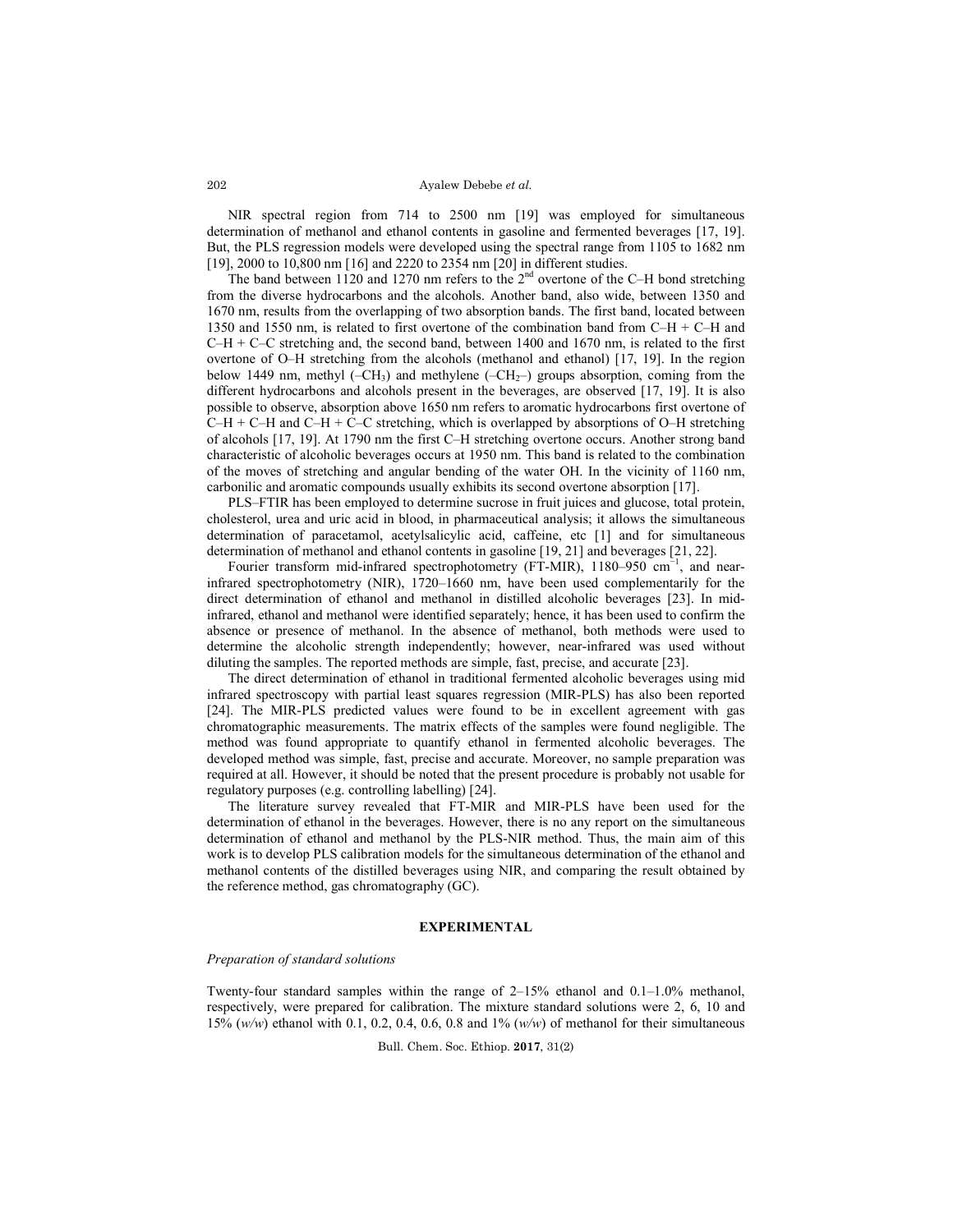NIR spectral region from 714 to 2500 nm [19] was employed for simultaneous determination of methanol and ethanol contents in gasoline and fermented beverages [17, 19]. But, the PLS regression models were developed using the spectral range from 1105 to 1682 nm [19], 2000 to 10,800 nm [16] and 2220 to 2354 nm [20] in different studies.

The band between 1120 and 1270 nm refers to the 2$^{nd}$ overtone of the C–H bond stretching from the diverse hydrocarbons and the alcohols. Another band, also wide, between 1350 and 1670 nm, results from the overlapping of two absorption bands. The first band, located between 1350 and 1550 nm, is related to first overtone of the combination band from C–H + C–H and C–H + C–C stretching and, the second band, between 1400 and 1670 nm, is related to the first overtone of O–H stretching from the alcohols (methanol and ethanol) [17, 19]. In the region below 1449 nm, methyl ($-CH_3$) and methylene ($-CH_2-$) groups absorption, coming from the different hydrocarbons and alcohols present in the beverages, are observed [17, 19]. It is also possible to observe, absorption above 1650 nm refers to aromatic hydrocarbons first overtone of C–H + C–H and C–H + C–C stretching, which is overlapped by absorptions of O–H stretching of alcohols [17, 19]. At 1790 nm the first C–H stretching overtone occurs. Another strong band characteristic of alcoholic beverages occurs at 1950 nm. This band is related to the combination of the moves of stretching and angular bending of the water OH. In the vicinity of 1160 nm, carbonilic and aromatic compounds usually exhibits its second overtone absorption [17].

PLS–FTIR has been employed to determine sucrose in fruit juices and glucose, total protein, cholesterol, urea and uric acid in blood, in pharmaceutical analysis; it allows the simultaneous determination of paracetamol, acetylsalicylic acid, caffeine, etc [1] and for simultaneous determination of methanol and ethanol contents in gasoline [19, 21] and beverages [21, 22].

Fourier transform mid-infrared spectrophotometry (FT-MIR), 1180–950 cm$^{-1}$, and near-infrared spectrophotometry (NIR), 1720–1660 nm, have been used complementarily for the direct determination of ethanol and methanol in distilled alcoholic beverages [23]. In mid-infrared, ethanol and methanol were identified separately; hence, it has been used to confirm the absence or presence of methanol. In the absence of methanol, both methods were used to determine the alcoholic strength independently; however, near-infrared was used without diluting the samples. The reported methods are simple, fast, precise, and accurate [23].

The direct determination of ethanol in traditional fermented alcoholic beverages using mid infrared spectroscopy with partial least squares regression (MIR-PLS) has also been reported [24]. The MIR-PLS predicted values were found to be in excellent agreement with gas chromatographic measurements. The matrix effects of the samples were found negligible. The method was found appropriate to quantify ethanol in fermented alcoholic beverages. The developed method was simple, fast, precise and accurate. Moreover, no sample preparation was required at all. However, it should be noted that the present procedure is probably not usable for regulatory purposes (e.g. controlling labelling) [24].

The literature survey revealed that FT-MIR and MIR-PLS have been used for the determination of ethanol in the beverages. However, there is no any report on the simultaneous determination of ethanol and methanol by the PLS-NIR method. Thus, the main aim of this work is to develop PLS calibration models for the simultaneous determination of the ethanol and methanol contents of the distilled beverages using NIR, and comparing the result obtained by the reference method, gas chromatography (GC).

## EXPERIMENTAL

### *Preparation of standard solutions*

Twenty-four standard samples within the range of 2–15% ethanol and 0.1–1.0% methanol, respectively, were prepared for calibration. The mixture standard solutions were 2, 6, 10 and 15% (*w/w*) ethanol with 0.1, 0.2, 0.4, 0.6, 0.8 and 1% (*w/w*) of methanol for their simultaneous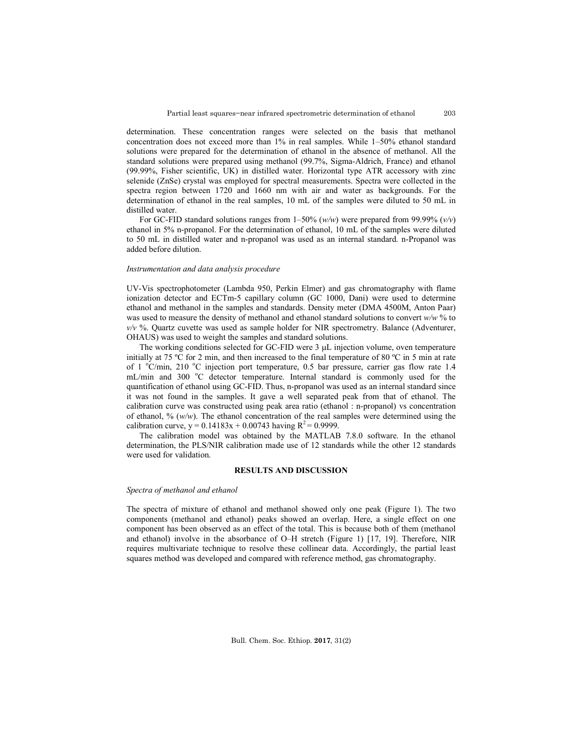determination. These concentration ranges were selected on the basis that methanol concentration does not exceed more than 1% in real samples. While 1–50% ethanol standard solutions were prepared for the determination of ethanol in the absence of methanol. All the standard solutions were prepared using methanol (99.7%, Sigma-Aldrich, France) and ethanol (99.99%, Fisher scientific, UK) in distilled water. Horizontal type ATR accessory with zinc selenide (ZnSe) crystal was employed for spectral measurements. Spectra were collected in the spectra region between 1720 and 1660 nm with air and water as backgrounds. For the determination of ethanol in the real samples, 10 mL of the samples were diluted to 50 mL in distilled water.

For GC-FID standard solutions ranges from 1–50% (*w/w*) were prepared from 99.99% (*v/v*) ethanol in 5% n-propanol. For the determination of ethanol, 10 mL of the samples were diluted to 50 mL in distilled water and n-propanol was used as an internal standard. n-Propanol was added before dilution.

*Instrumentation and data analysis procedure*

UV-Vis spectrophotometer (Lambda 950, Perkin Elmer) and gas chromatography with flame ionization detector and ECTm-5 capillary column (GC 1000, Dani) were used to determine ethanol and methanol in the samples and standards. Density meter (DMA 4500M, Anton Paar) was used to measure the density of methanol and ethanol standard solutions to convert *w/w* % to *v/v* %. Quartz cuvette was used as sample holder for NIR spectrometry. Balance (Adventurer, OHAUS) was used to weight the samples and standard solutions.

The working conditions selected for GC-FID were 3 μL injection volume, oven temperature initially at 75 ºC for 2 min, and then increased to the final temperature of 80 ºC in 5 min at rate of 1 ºC/min, 210 ºC injection port temperature, 0.5 bar pressure, carrier gas flow rate 1.4 mL/min and 300 ºC detector temperature. Internal standard is commonly used for the quantification of ethanol using GC-FID. Thus, n-propanol was used as an internal standard since it was not found in the samples. It gave a well separated peak from that of ethanol. The calibration curve was constructed using peak area ratio (ethanol : n-propanol) vs concentration of ethanol, % (*w/w*). The ethanol concentration of the real samples were determined using the calibration curve, $y = 0.14183x + 0.00743$ having $R^2 = 0.9999$.

The calibration model was obtained by the MATLAB 7.8.0 software. In the ethanol determination, the PLS/NIR calibration made use of 12 standards while the other 12 standards were used for validation.

## RESULTS AND DISCUSSION

*Spectra of methanol and ethanol*

The spectra of mixture of ethanol and methanol showed only one peak (Figure 1). The two components (methanol and ethanol) peaks showed an overlap. Here, a single effect on one component has been observed as an effect of the total. This is because both of them (methanol and ethanol) involve in the absorbance of O–H stretch (Figure 1) [17, 19]. Therefore, NIR requires multivariate technique to resolve these collinear data. Accordingly, the partial least squares method was developed and compared with reference method, gas chromatography.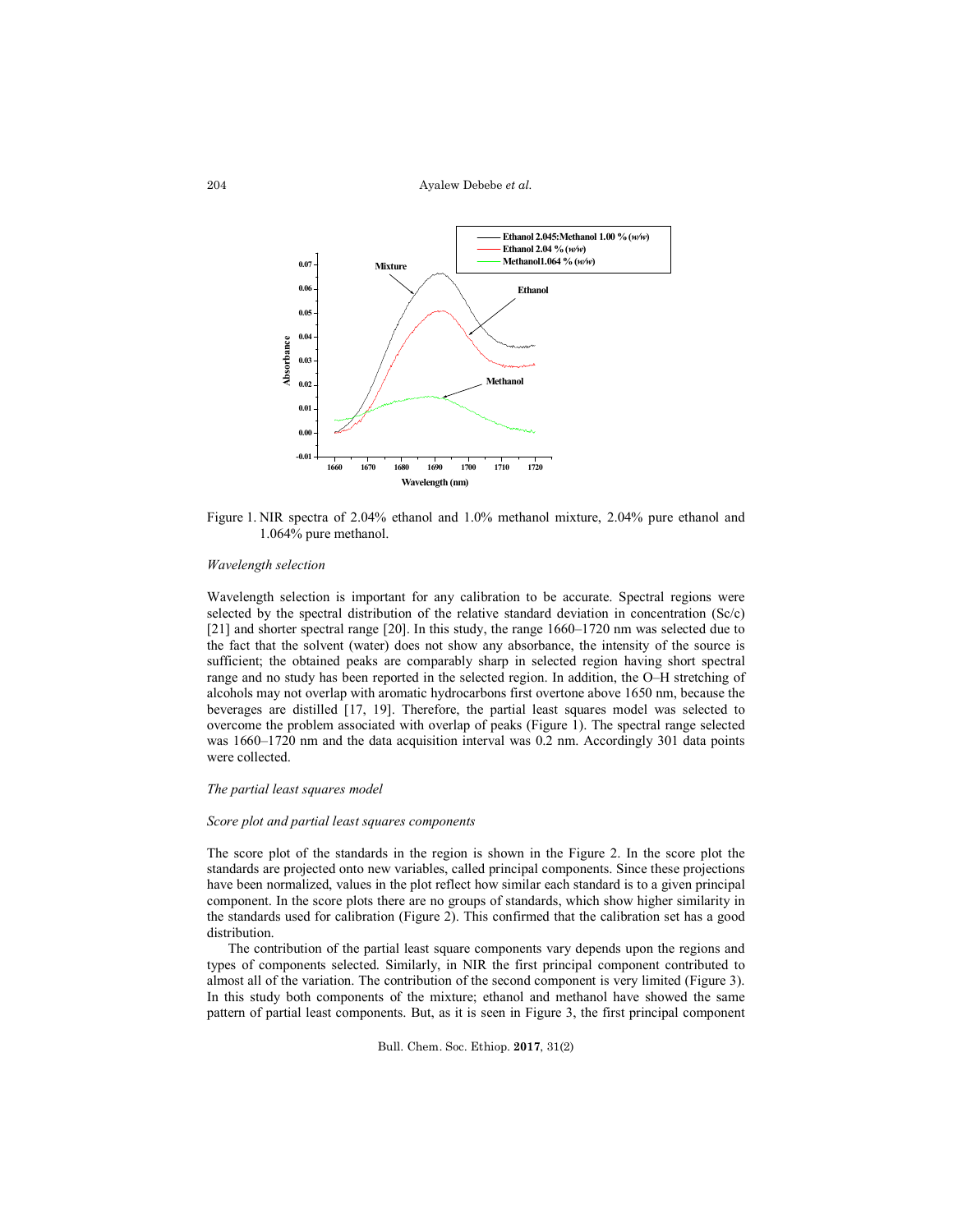Figure 1. NIR spectra of 2.04% ethanol and 1.0% methanol mixture, 2.04% pure ethanol and 1.064% pure methanol.

*Wavelength selection*

Wavelength selection is important for any calibration to be accurate. Spectral regions were selected by the spectral distribution of the relative standard deviation in concentration (Sc/c) [21] and shorter spectral range [20]. In this study, the range 1660–1720 nm was selected due to the fact that the solvent (water) does not show any absorbance, the intensity of the source is sufficient; the obtained peaks are comparably sharp in selected region having short spectral range and no study has been reported in the selected region. In addition, the O–H stretching of alcohols may not overlap with aromatic hydrocarbons first overtone above 1650 nm, because the beverages are distilled [17, 19]. Therefore, the partial least squares model was selected to overcome the problem associated with overlap of peaks (Figure 1). The spectral range selected was 1660–1720 nm and the data acquisition interval was 0.2 nm. Accordingly 301 data points were collected.

*The partial least squares model*

*Score plot and partial least squares components*

The score plot of the standards in the region is shown in the Figure 2. In the score plot the standards are projected onto new variables, called principal components. Since these projections have been normalized, values in the plot reflect how similar each standard is to a given principal component. In the score plots there are no groups of standards, which show higher similarity in the standards used for calibration (Figure 2). This confirmed that the calibration set has a good distribution.

The contribution of the partial least square components vary depends upon the regions and types of components selected. Similarly, in NIR the first principal component contributed to almost all of the variation. The contribution of the second component is very limited (Figure 3). In this study both components of the mixture; ethanol and methanol have showed the same pattern of partial least components. But, as it is seen in Figure 3, the first principal component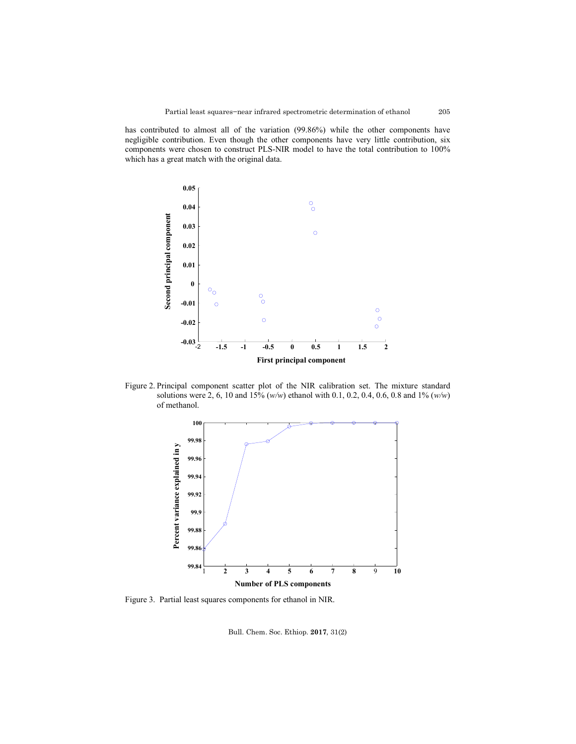has contributed to almost all of the variation (99.86%) while the other components have negligible contribution. Even though the other components have very little contribution, six components were chosen to construct PLS-NIR model to have the total contribution to 100% which has a great match with the original data.

Figure 2. Principal component scatter plot of the NIR calibration set. The mixture standard solutions were 2, 6, 10 and 15% (*w/w*) ethanol with 0.1, 0.2, 0.4, 0.6, 0.8 and 1% (*w/w*) of methanol.

Figure 3. Partial least squares components for ethanol in NIR.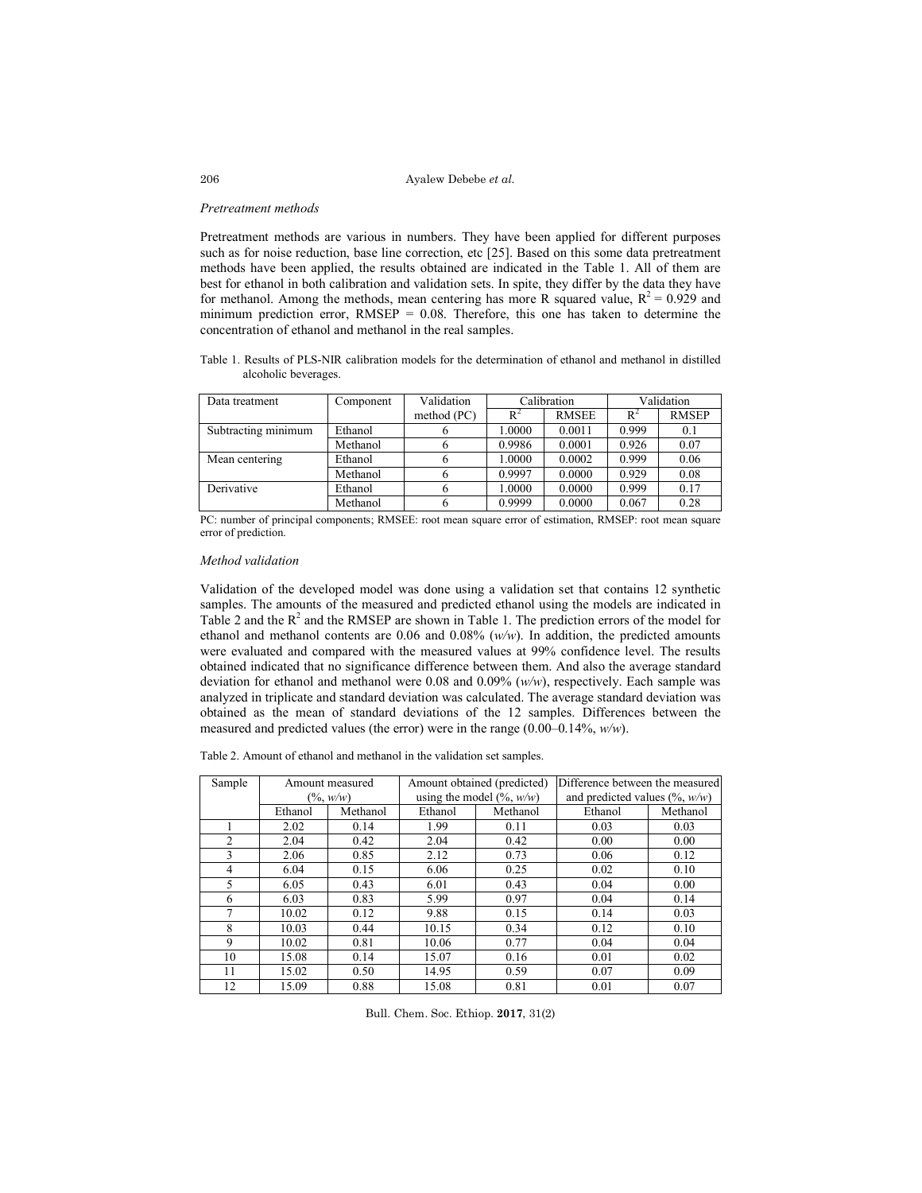*Pretreatment methods*

Pretreatment methods are various in numbers. They have been applied for different purposes such as for noise reduction, base line correction, etc [25]. Based on this some data pretreatment methods have been applied, the results obtained are indicated in the Table 1. All of them are best for ethanol in both calibration and validation sets. In spite, they differ by the data they have for methanol. Among the methods, mean centering has more R squared value, $R^2 = 0.929$ and minimum prediction error, RMSEP = 0.08. Therefore, this one has taken to determine the concentration of ethanol and methanol in the real samples.

Table 1. Results of PLS-NIR calibration models for the determination of ethanol and methanol in distilled alcoholic beverages.

| Data treatment | Component | Validation method (PC) | Calibration | | Validation | |
|---|---|---|---|---|---|---|
| | | | $R^2$ | RMSEE | $R^2$ | RMSEP |
| Subtracting minimum | Ethanol | 6 | 1.0000 | 0.0011 | 0.999 | 0.1 |
| | Methanol | 6 | 0.9986 | 0.0001 | 0.926 | 0.07 |
| Mean centering | Ethanol | 6 | 1.0000 | 0.0002 | 0.999 | 0.06 |
| | Methanol | 6 | 0.9997 | 0.0000 | 0.929 | 0.08 |
| Derivative | Ethanol | 6 | 1.0000 | 0.0000 | 0.999 | 0.17 |
| | Methanol | 6 | 0.9999 | 0.0000 | 0.067 | 0.28 |

PC: number of principal components; RMSEE: root mean square error of estimation, RMSEP: root mean square error of prediction.

*Method validation*

Validation of the developed model was done using a validation set that contains 12 synthetic samples. The amounts of the measured and predicted ethanol using the models are indicated in Table 2 and the $R^2$ and the RMSEP are shown in Table 1. The prediction errors of the model for ethanol and methanol contents are 0.06 and 0.08% (*w/w*). In addition, the predicted amounts were evaluated and compared with the measured values at 99% confidence level. The results obtained indicated that no significance difference between them. And also the average standard deviation for ethanol and methanol were 0.08 and 0.09% (*w/w*), respectively. Each sample was analyzed in triplicate and standard deviation was calculated. The average standard deviation was obtained as the mean of standard deviations of the 12 samples. Differences between the measured and predicted values (the error) were in the range (0.00–0.14%, *w/w*).

Table 2. Amount of ethanol and methanol in the validation set samples.

| Sample | Amount measured (%, *w/w*) | | Amount obtained (predicted) using the model (%, *w/w*) | | Difference between the measured and predicted values (%, *w/w*) | |
|---|---|---|---|---|---|---|
| | Ethanol | Methanol | Ethanol | Methanol | Ethanol | Methanol |
| 1 | 2.02 | 0.14 | 1.99 | 0.11 | 0.03 | 0.03 |
| 2 | 2.04 | 0.42 | 2.04 | 0.42 | 0.00 | 0.00 |
| 3 | 2.06 | 0.85 | 2.12 | 0.73 | 0.06 | 0.12 |
| 4 | 6.04 | 0.15 | 6.06 | 0.25 | 0.02 | 0.10 |
| 5 | 6.05 | 0.43 | 6.01 | 0.43 | 0.04 | 0.00 |
| 6 | 6.03 | 0.83 | 5.99 | 0.97 | 0.04 | 0.14 |
| 7 | 10.02 | 0.12 | 9.88 | 0.15 | 0.14 | 0.03 |
| 8 | 10.03 | 0.44 | 10.15 | 0.34 | 0.12 | 0.10 |
| 9 | 10.02 | 0.81 | 10.06 | 0.77 | 0.04 | 0.04 |
| 10 | 15.08 | 0.14 | 15.07 | 0.16 | 0.01 | 0.02 |
| 11 | 15.02 | 0.50 | 14.95 | 0.59 | 0.07 | 0.09 |
| 12 | 15.09 | 0.88 | 15.08 | 0.81 | 0.01 | 0.07 |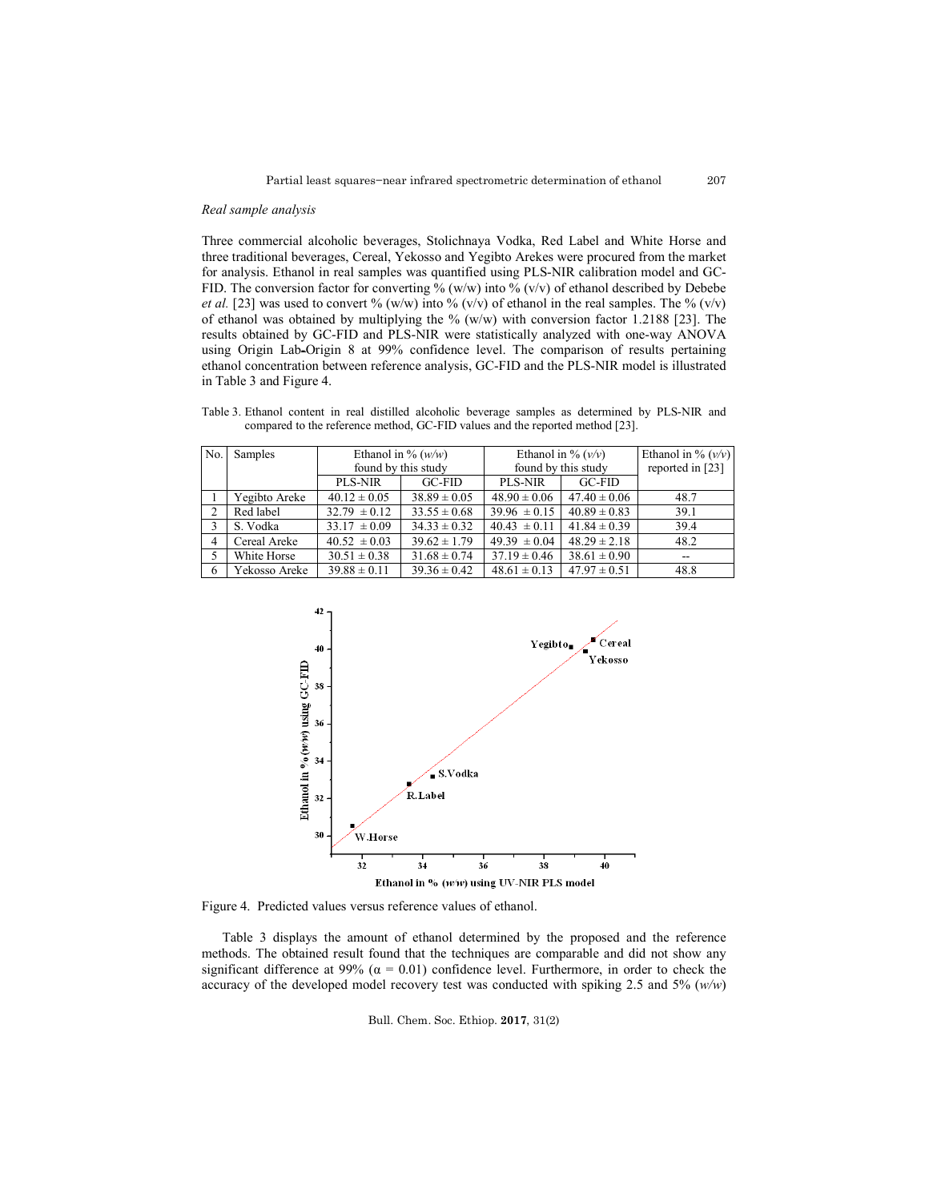*Real sample analysis*

Three commercial alcoholic beverages, Stolichnaya Vodka, Red Label and White Horse and three traditional beverages, Cereal, Yekosso and Yegibto Arekes were procured from the market for analysis. Ethanol in real samples was quantified using PLS-NIR calibration model and GC-FID. The conversion factor for converting % (w/w) into % (v/v) of ethanol described by Debebe *et al.* [23] was used to convert % (w/w) into % (v/v) of ethanol in the real samples. The % (v/v) of ethanol was obtained by multiplying the % (w/w) with conversion factor 1.2188 [23]. The results obtained by GC-FID and PLS-NIR were statistically analyzed with one-way ANOVA using Origin Lab-Origin 8 at 99% confidence level. The comparison of results pertaining ethanol concentration between reference analysis, GC-FID and the PLS-NIR model is illustrated in Table 3 and Figure 4.

Table 3. Ethanol content in real distilled alcoholic beverage samples as determined by PLS-NIR and compared to the reference method, GC-FID values and the reported method [23].

| No. | Samples | Ethanol in % (*w/w*) found by this study | | Ethanol in % (*v/v*) found by this study | | Ethanol in % (*v/v*) reported in [23] |
|---|---|---|---|---|---|---|
| | | PLS-NIR | GC-FID | PLS-NIR | GC-FID | |
| 1 | Yegibto Areke | 40.12 ± 0.05 | 38.89 ± 0.05 | 48.90 ± 0.06 | 47.40 ± 0.06 | 48.7 |
| 2 | Red label | 32.79 ± 0.12 | 33.55 ± 0.68 | 39.96 ± 0.15 | 40.89 ± 0.83 | 39.1 |
| 3 | S. Vodka | 33.17 ± 0.09 | 34.33 ± 0.32 | 40.43 ± 0.11 | 41.84 ± 0.39 | 39.4 |
| 4 | Cereal Areke | 40.52 ± 0.03 | 39.62 ± 1.79 | 49.39 ± 0.04 | 48.29 ± 2.18 | 48.2 |
| 5 | White Horse | 30.51 ± 0.38 | 31.68 ± 0.74 | 37.19 ± 0.46 | 38.61 ± 0.90 | -- |
| 6 | Yekosso Areke | 39.88 ± 0.11 | 39.36 ± 0.42 | 48.61 ± 0.13 | 47.97 ± 0.51 | 48.8 |

Figure 4. Predicted values versus reference values of ethanol.

Table 3 displays the amount of ethanol determined by the proposed and the reference methods. The obtained result found that the techniques are comparable and did not show any significant difference at 99% ($\alpha$ = 0.01) confidence level. Furthermore, in order to check the accuracy of the developed model recovery test was conducted with spiking 2.5 and 5% (*w/w*)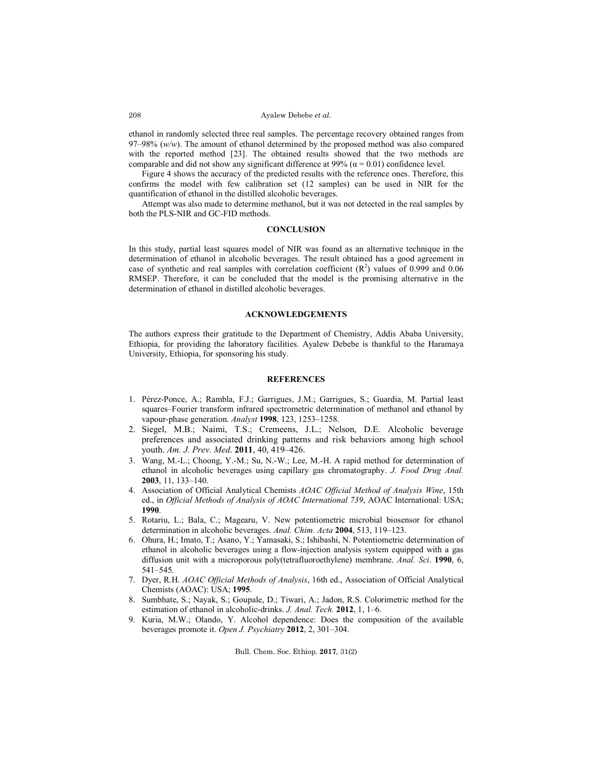ethanol in randomly selected three real samples. The percentage recovery obtained ranges from 97–98% (*w/w*). The amount of ethanol determined by the proposed method was also compared with the reported method [23]. The obtained results showed that the two methods are comparable and did not show any significant difference at 99% ($\alpha = 0.01$) confidence level.

Figure 4 shows the accuracy of the predicted results with the reference ones. Therefore, this confirms the model with few calibration set (12 samples) can be used in NIR for the quantification of ethanol in the distilled alcoholic beverages.

Attempt was also made to determine methanol, but it was not detected in the real samples by both the PLS-NIR and GC-FID methods.

## CONCLUSION

In this study, partial least squares model of NIR was found as an alternative technique in the determination of ethanol in alcoholic beverages. The result obtained has a good agreement in case of synthetic and real samples with correlation coefficient ($R^2$) values of 0.999 and 0.06 RMSEP. Therefore, it can be concluded that the model is the promising alternative in the determination of ethanol in distilled alcoholic beverages.

## ACKNOWLEDGEMENTS

The authors express their gratitude to the Department of Chemistry, Addis Ababa University, Ethiopia, for providing the laboratory facilities. Ayalew Debebe is thankful to the Haramaya University, Ethiopia, for sponsoring his study.

## REFERENCES

1. Pérez-Ponce, A.; Rambla, F.J.; Garrigues, J.M.; Garrigues, S.; Guardia, M. Partial least squares–Fourier transform infrared spectrometric determination of methanol and ethanol by vapour-phase generation. *Analyst* **1998**, 123, 1253–1258.
2. Siegel, M.B.; Naimi, T.S.; Cremeens, J.L.; Nelson, D.E. Alcoholic beverage preferences and associated drinking patterns and risk behaviors among high school youth. *Am. J. Prev. Med*. **2011**, 40, 419–426.
3. Wang, M.-L.; Choong, Y.-M.; Su, N.-W.; Lee, M.-H. A rapid method for determination of ethanol in alcoholic beverages using capillary gas chromatography. *J. Food Drug Anal.* **2003**, 11, 133–140.
4. Association of Official Analytical Chemists *AOAC Official Method of Analysis Wine*, 15th ed., in *Official Methods of Analysis of AOAC International 739*, AOAC International: USA; **1990**.
5. Rotariu, L.; Bala, C.; Magearu, V. New potentiometric microbial biosensor for ethanol determination in alcoholic beverages. *Anal. Chim. Acta* **2004**, 513, 119–123.
6. Ohura, H.; Imato, T.; Asano, Y.; Yamasaki, S.; Ishibashi, N. Potentiometric determination of ethanol in alcoholic beverages using a flow-injection analysis system equipped with a gas diffusion unit with a microporous poly(tetrafluoroethylene) membrane. *Anal. Sci*. **1990**, 6, 541–545.
7. Dyer, R.H. *AOAC Official Methods of Analysis*, 16th ed., Association of Official Analytical Chemists (AOAC): USA; **1995**.
8. Sumbhate, S.; Nayak, S.; Goupale, D.; Tiwari, A.; Jadon, R.S. Colorimetric method for the estimation of ethanol in alcoholic-drinks. *J. Anal. Tech.* **2012**, 1, 1–6.
9. Kuria, M.W.; Olando, Y. Alcohol dependence: Does the composition of the available beverages promote it. *Open J. Psychiatry* **2012**, 2, 301–304.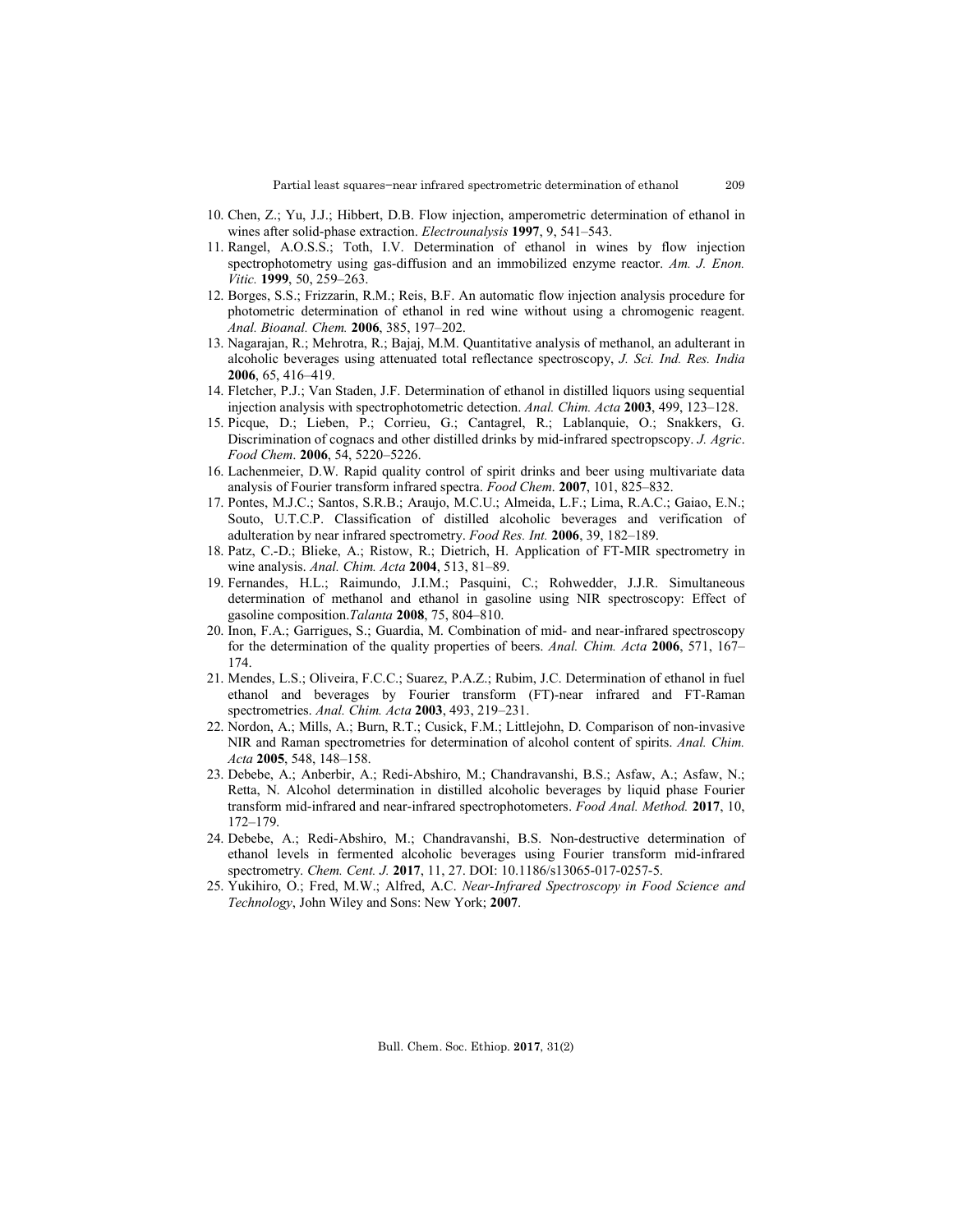10. Chen, Z.; Yu, J.J.; Hibbert, D.B. Flow injection, amperometric determination of ethanol in wines after solid-phase extraction. *Electrounalysis* **1997**, 9, 541–543.
11. Rangel, A.O.S.S.; Toth, I.V. Determination of ethanol in wines by flow injection spectrophotometry using gas-diffusion and an immobilized enzyme reactor. *Am. J. Enon. Vitic.* **1999**, 50, 259–263.
12. Borges, S.S.; Frizzarin, R.M.; Reis, B.F. An automatic flow injection analysis procedure for photometric determination of ethanol in red wine without using a chromogenic reagent. *Anal. Bioanal. Chem.* **2006**, 385, 197–202.
13. Nagarajan, R.; Mehrotra, R.; Bajaj, M.M. Quantitative analysis of methanol, an adulterant in alcoholic beverages using attenuated total reflectance spectroscopy, *J. Sci. Ind. Res. India* **2006**, 65, 416–419.
14. Fletcher, P.J.; Van Staden, J.F. Determination of ethanol in distilled liquors using sequential injection analysis with spectrophotometric detection. *Anal. Chim. Acta* **2003**, 499, 123–128.
15. Picque, D.; Lieben, P.; Corrieu, G.; Cantagrel, R.; Lablanquie, O.; Snakkers, G. Discrimination of cognacs and other distilled drinks by mid-infrared spectropscopy. *J. Agric. Food Chem*. **2006**, 54, 5220–5226.
16. Lachenmeier, D.W. Rapid quality control of spirit drinks and beer using multivariate data analysis of Fourier transform infrared spectra. *Food Chem*. **2007**, 101, 825–832.
17. Pontes, M.J.C.; Santos, S.R.B.; Araujo, M.C.U.; Almeida, L.F.; Lima, R.A.C.; Gaiao, E.N.; Souto, U.T.C.P. Classification of distilled alcoholic beverages and verification of adulteration by near infrared spectrometry. *Food Res. Int.* **2006**, 39, 182–189.
18. Patz, C.-D.; Blieke, A.; Ristow, R.; Dietrich, H. Application of FT-MIR spectrometry in wine analysis. *Anal. Chim. Acta* **2004**, 513, 81–89.
19. Fernandes, H.L.; Raimundo, J.I.M.; Pasquini, C.; Rohwedder, J.J.R. Simultaneous determination of methanol and ethanol in gasoline using NIR spectroscopy: Effect of gasoline composition.*Talanta* **2008**, 75, 804–810.
20. Inon, F.A.; Garrigues, S.; Guardia, M. Combination of mid- and near-infrared spectroscopy for the determination of the quality properties of beers. *Anal. Chim. Acta* **2006**, 571, 167–174.
21. Mendes, L.S.; Oliveira, F.C.C.; Suarez, P.A.Z.; Rubim, J.C. Determination of ethanol in fuel ethanol and beverages by Fourier transform (FT)-near infrared and FT-Raman spectrometries. *Anal. Chim. Acta* **2003**, 493, 219–231.
22. Nordon, A.; Mills, A.; Burn, R.T.; Cusick, F.M.; Littlejohn, D. Comparison of non-invasive NIR and Raman spectrometries for determination of alcohol content of spirits. *Anal. Chim. Acta* **2005**, 548, 148–158.
23. Debebe, A.; Anberbir, A.; Redi-Abshiro, M.; Chandravanshi, B.S.; Asfaw, A.; Asfaw, N.; Retta, N. Alcohol determination in distilled alcoholic beverages by liquid phase Fourier transform mid-infrared and near-infrared spectrophotometers. *Food Anal. Method.* **2017**, 10, 172–179.
24. Debebe, A.; Redi-Abshiro, M.; Chandravanshi, B.S. Non-destructive determination of ethanol levels in fermented alcoholic beverages using Fourier transform mid-infrared spectrometry. *Chem. Cent. J.* **2017**, 11, 27. DOI: 10.1186/s13065-017-0257-5.
25. Yukihiro, O.; Fred, M.W.; Alfred, A.C. *Near-Infrared Spectroscopy in Food Science and Technology*, John Wiley and Sons: New York; **2007**.